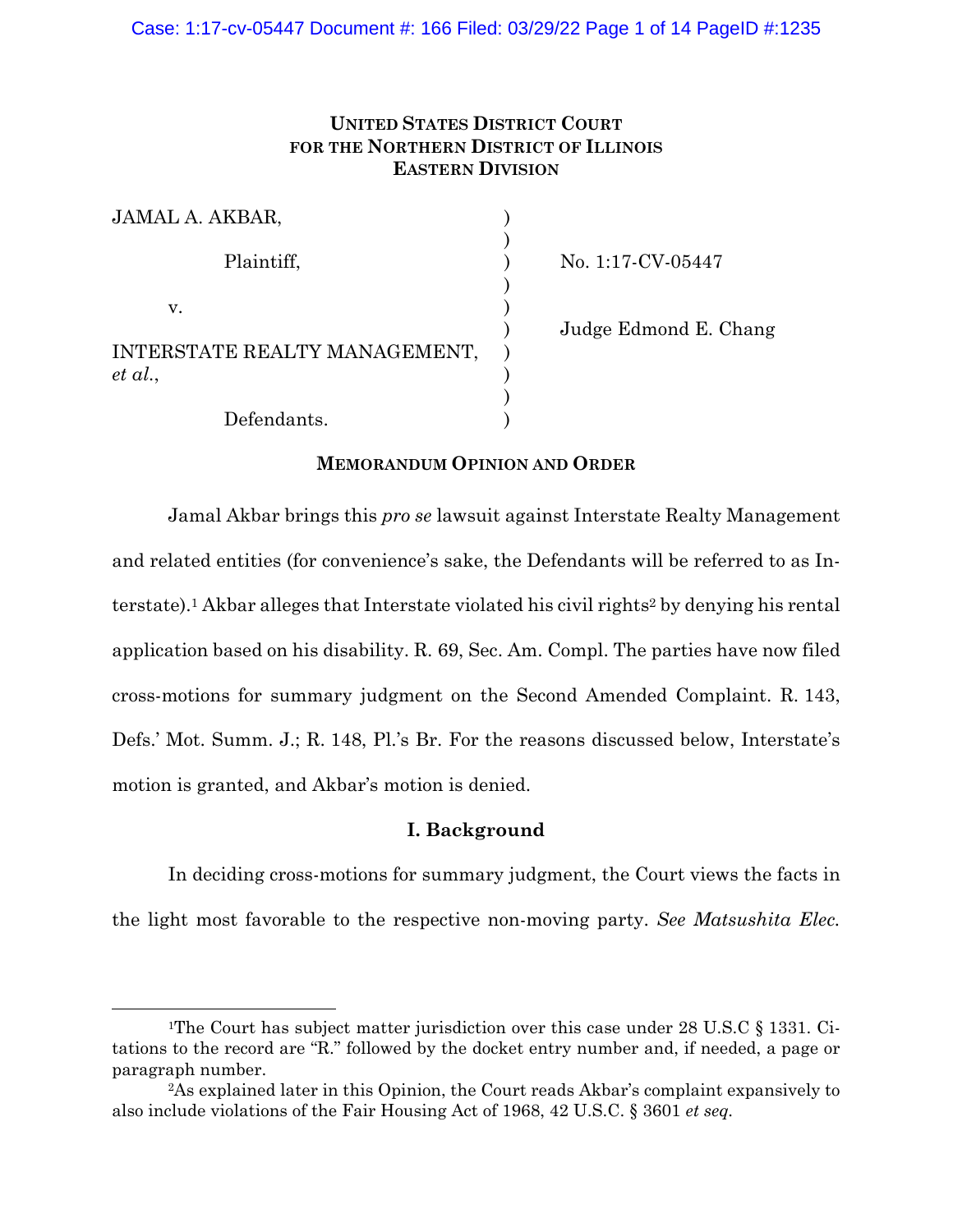**UNITED STATES DISTRICT COURT**
**FOR THE NORTHERN DISTRICT OF ILLINOIS**
**EASTERN DIVISION**

| | | |
|---|---|---|
| JAMAL A. AKBAR, | ) | |
| | ) | |
| Plaintiff, | ) | No. 1:17-CV-05447 |
| | ) | |
| v. | ) | |
| | ) | Judge Edmond E. Chang |
| INTERSTATE REALTY MANAGEMENT, *et al.*, | ) | |
| | ) | |
| Defendants. | ) | |

**MEMORANDUM OPINION AND ORDER**

Jamal Akbar brings this *pro se* lawsuit against Interstate Realty Management and related entities (for convenience's sake, the Defendants will be referred to as Interstate).[1] Akbar alleges that Interstate violated his civil rights[2] by denying his rental application based on his disability. R. 69, Sec. Am. Compl. The parties have now filed cross-motions for summary judgment on the Second Amended Complaint. R. 143, Defs.' Mot. Summ. J.; R. 148, Pl.'s Br. For the reasons discussed below, Interstate's motion is granted, and Akbar's motion is denied.

## I. Background

In deciding cross-motions for summary judgment, the Court views the facts in the light most favorable to the respective non-moving party. *See Matsushita Elec.*

[1] The Court has subject matter jurisdiction over this case under 28 U.S.C § 1331. Citations to the record are "R." followed by the docket entry number and, if needed, a page or paragraph number.

[2] As explained later in this Opinion, the Court reads Akbar's complaint expansively to also include violations of the Fair Housing Act of 1968, 42 U.S.C. § 3601 *et seq*.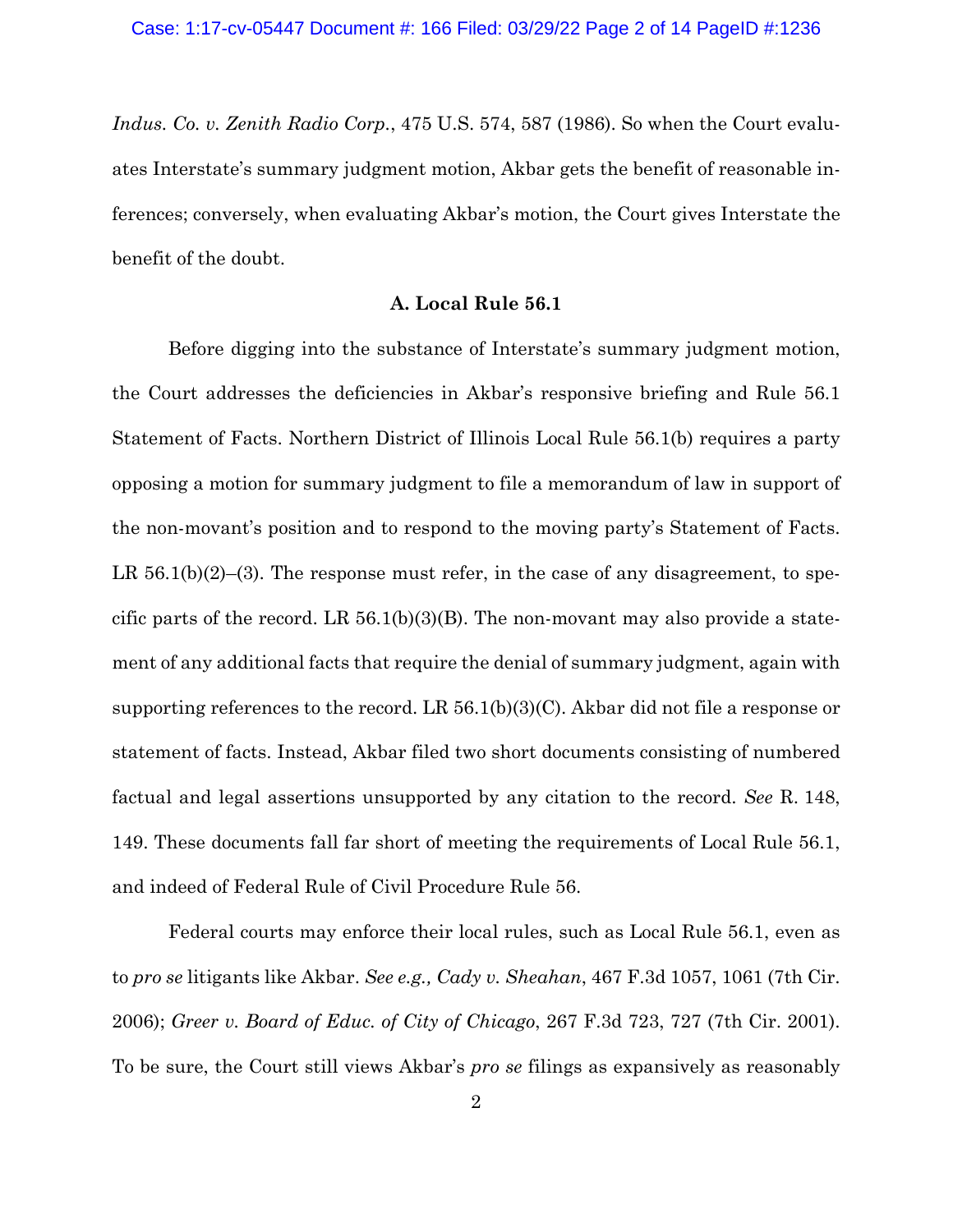*Indus. Co. v. Zenith Radio Corp.*, 475 U.S. 574, 587 (1986). So when the Court evaluates Interstate's summary judgment motion, Akbar gets the benefit of reasonable inferences; conversely, when evaluating Akbar's motion, the Court gives Interstate the benefit of the doubt.

### A. Local Rule 56.1

Before digging into the substance of Interstate's summary judgment motion, the Court addresses the deficiencies in Akbar's responsive briefing and Rule 56.1 Statement of Facts. Northern District of Illinois Local Rule 56.1(b) requires a party opposing a motion for summary judgment to file a memorandum of law in support of the non-movant's position and to respond to the moving party's Statement of Facts. LR 56.1(b)(2)–(3). The response must refer, in the case of any disagreement, to specific parts of the record. LR 56.1(b)(3)(B). The non-movant may also provide a statement of any additional facts that require the denial of summary judgment, again with supporting references to the record. LR 56.1(b)(3)(C). Akbar did not file a response or statement of facts. Instead, Akbar filed two short documents consisting of numbered factual and legal assertions unsupported by any citation to the record. *See* R. 148, 149. These documents fall far short of meeting the requirements of Local Rule 56.1, and indeed of Federal Rule of Civil Procedure Rule 56.

Federal courts may enforce their local rules, such as Local Rule 56.1, even as to *pro se* litigants like Akbar. *See e.g., Cady v. Sheahan*, 467 F.3d 1057, 1061 (7th Cir. 2006); *Greer v. Board of Educ. of City of Chicago*, 267 F.3d 723, 727 (7th Cir. 2001). To be sure, the Court still views Akbar's *pro se* filings as expansively as reasonably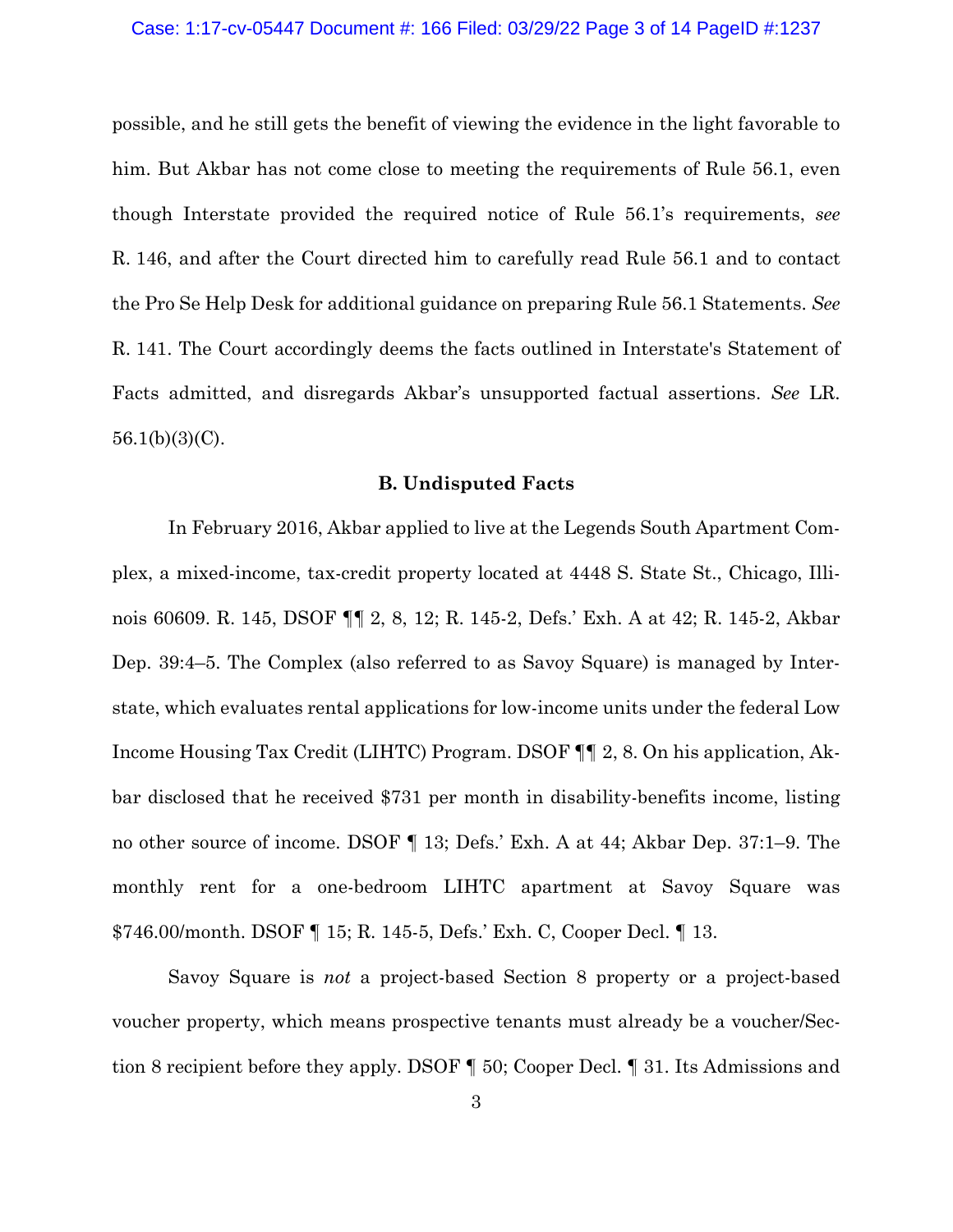possible, and he still gets the benefit of viewing the evidence in the light favorable to him. But Akbar has not come close to meeting the requirements of Rule 56.1, even though Interstate provided the required notice of Rule 56.1's requirements, *see* R. 146, and after the Court directed him to carefully read Rule 56.1 and to contact the Pro Se Help Desk for additional guidance on preparing Rule 56.1 Statements. *See* R. 141. The Court accordingly deems the facts outlined in Interstate's Statement of Facts admitted, and disregards Akbar's unsupported factual assertions. *See* LR. 56.1(b)(3)(C).

### B. Undisputed Facts

In February 2016, Akbar applied to live at the Legends South Apartment Complex, a mixed-income, tax-credit property located at 4448 S. State St., Chicago, Illinois 60609. R. 145, DSOF ¶¶ 2, 8, 12; R. 145-2, Defs.' Exh. A at 42; R. 145-2, Akbar Dep. 39:4–5. The Complex (also referred to as Savoy Square) is managed by Interstate, which evaluates rental applications for low-income units under the federal Low Income Housing Tax Credit (LIHTC) Program. DSOF ¶¶ 2, 8. On his application, Akbar disclosed that he received $731 per month in disability-benefits income, listing no other source of income. DSOF ¶ 13; Defs.' Exh. A at 44; Akbar Dep. 37:1–9. The monthly rent for a one-bedroom LIHTC apartment at Savoy Square was $746.00/month. DSOF ¶ 15; R. 145-5, Defs.' Exh. C, Cooper Decl. ¶ 13.

Savoy Square is *not* a project-based Section 8 property or a project-based voucher property, which means prospective tenants must already be a voucher/Section 8 recipient before they apply. DSOF ¶ 50; Cooper Decl. ¶ 31. Its Admissions and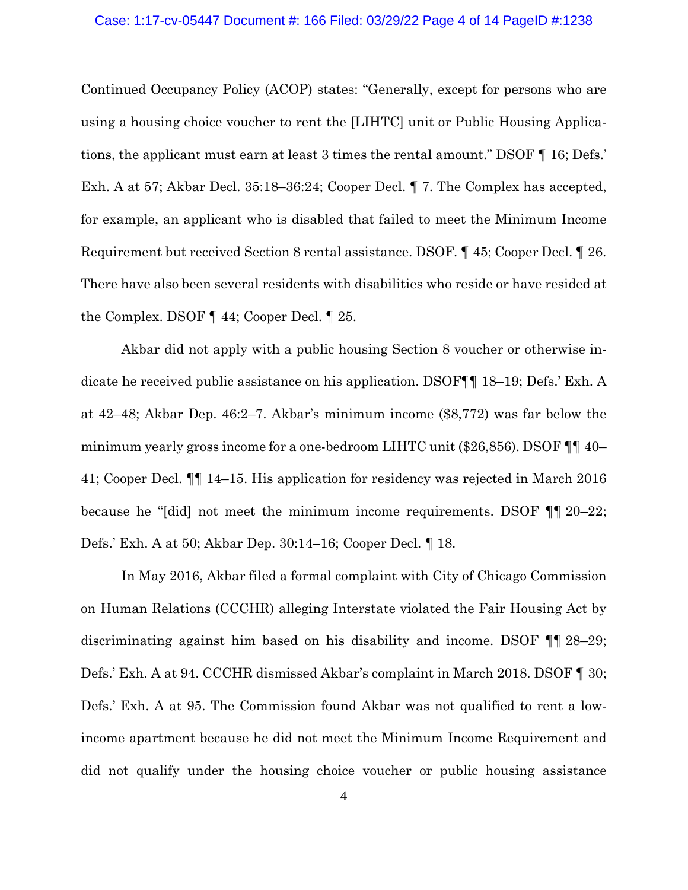Continued Occupancy Policy (ACOP) states: "Generally, except for persons who are using a housing choice voucher to rent the [LIHTC] unit or Public Housing Applications, the applicant must earn at least 3 times the rental amount." DSOF ¶ 16; Defs.' Exh. A at 57; Akbar Decl. 35:18–36:24; Cooper Decl. ¶ 7. The Complex has accepted, for example, an applicant who is disabled that failed to meet the Minimum Income Requirement but received Section 8 rental assistance. DSOF. ¶ 45; Cooper Decl. ¶ 26. There have also been several residents with disabilities who reside or have resided at the Complex. DSOF ¶ 44; Cooper Decl. ¶ 25.

Akbar did not apply with a public housing Section 8 voucher or otherwise indicate he received public assistance on his application. DSOF¶¶ 18–19; Defs.' Exh. A at 42–48; Akbar Dep. 46:2–7. Akbar's minimum income ($8,772) was far below the minimum yearly gross income for a one-bedroom LIHTC unit ($26,856). DSOF ¶¶ 40–41; Cooper Decl. ¶¶ 14–15. His application for residency was rejected in March 2016 because he "[did] not meet the minimum income requirements. DSOF ¶¶ 20–22; Defs.' Exh. A at 50; Akbar Dep. 30:14–16; Cooper Decl. ¶ 18.

In May 2016, Akbar filed a formal complaint with City of Chicago Commission on Human Relations (CCCHR) alleging Interstate violated the Fair Housing Act by discriminating against him based on his disability and income. DSOF ¶¶ 28–29; Defs.' Exh. A at 94. CCCHR dismissed Akbar's complaint in March 2018. DSOF ¶ 30; Defs.' Exh. A at 95. The Commission found Akbar was not qualified to rent a low-income apartment because he did not meet the Minimum Income Requirement and did not qualify under the housing choice voucher or public housing assistance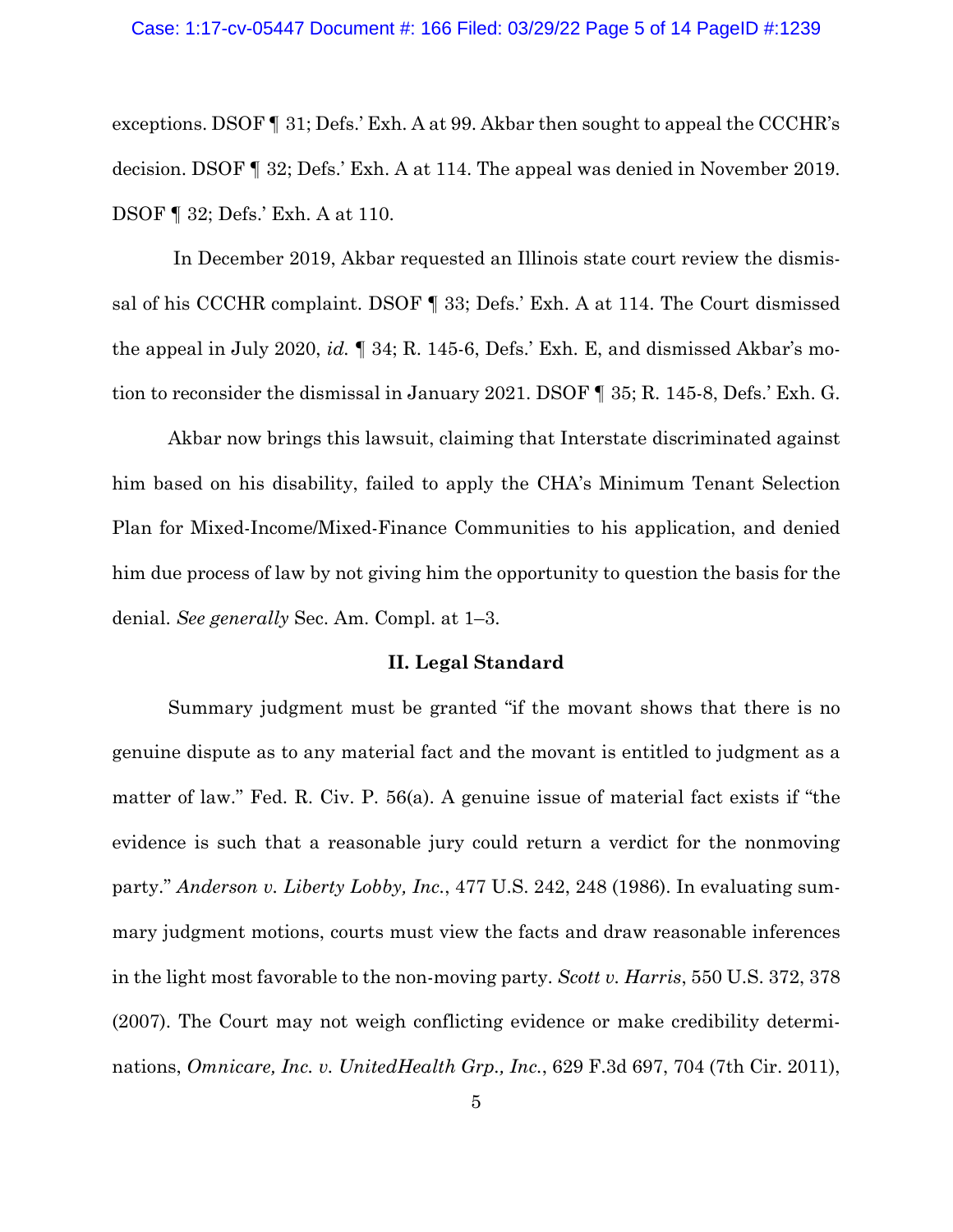exceptions. DSOF ¶ 31; Defs.' Exh. A at 99. Akbar then sought to appeal the CCCHR's decision. DSOF ¶ 32; Defs.' Exh. A at 114. The appeal was denied in November 2019. DSOF ¶ 32; Defs.' Exh. A at 110.

In December 2019, Akbar requested an Illinois state court review the dismissal of his CCCHR complaint. DSOF ¶ 33; Defs.' Exh. A at 114. The Court dismissed the appeal in July 2020, *id.* ¶ 34; R. 145-6, Defs.' Exh. E, and dismissed Akbar's motion to reconsider the dismissal in January 2021. DSOF ¶ 35; R. 145-8, Defs.' Exh. G.

Akbar now brings this lawsuit, claiming that Interstate discriminated against him based on his disability, failed to apply the CHA's Minimum Tenant Selection Plan for Mixed-Income/Mixed-Finance Communities to his application, and denied him due process of law by not giving him the opportunity to question the basis for the denial. *See generally* Sec. Am. Compl. at 1–3.

## II. Legal Standard

Summary judgment must be granted "if the movant shows that there is no genuine dispute as to any material fact and the movant is entitled to judgment as a matter of law." Fed. R. Civ. P. 56(a). A genuine issue of material fact exists if "the evidence is such that a reasonable jury could return a verdict for the nonmoving party." *Anderson v. Liberty Lobby, Inc.*, 477 U.S. 242, 248 (1986). In evaluating summary judgment motions, courts must view the facts and draw reasonable inferences in the light most favorable to the non-moving party. *Scott v. Harris*, 550 U.S. 372, 378 (2007). The Court may not weigh conflicting evidence or make credibility determinations, *Omnicare, Inc. v. UnitedHealth Grp., Inc.*, 629 F.3d 697, 704 (7th Cir. 2011),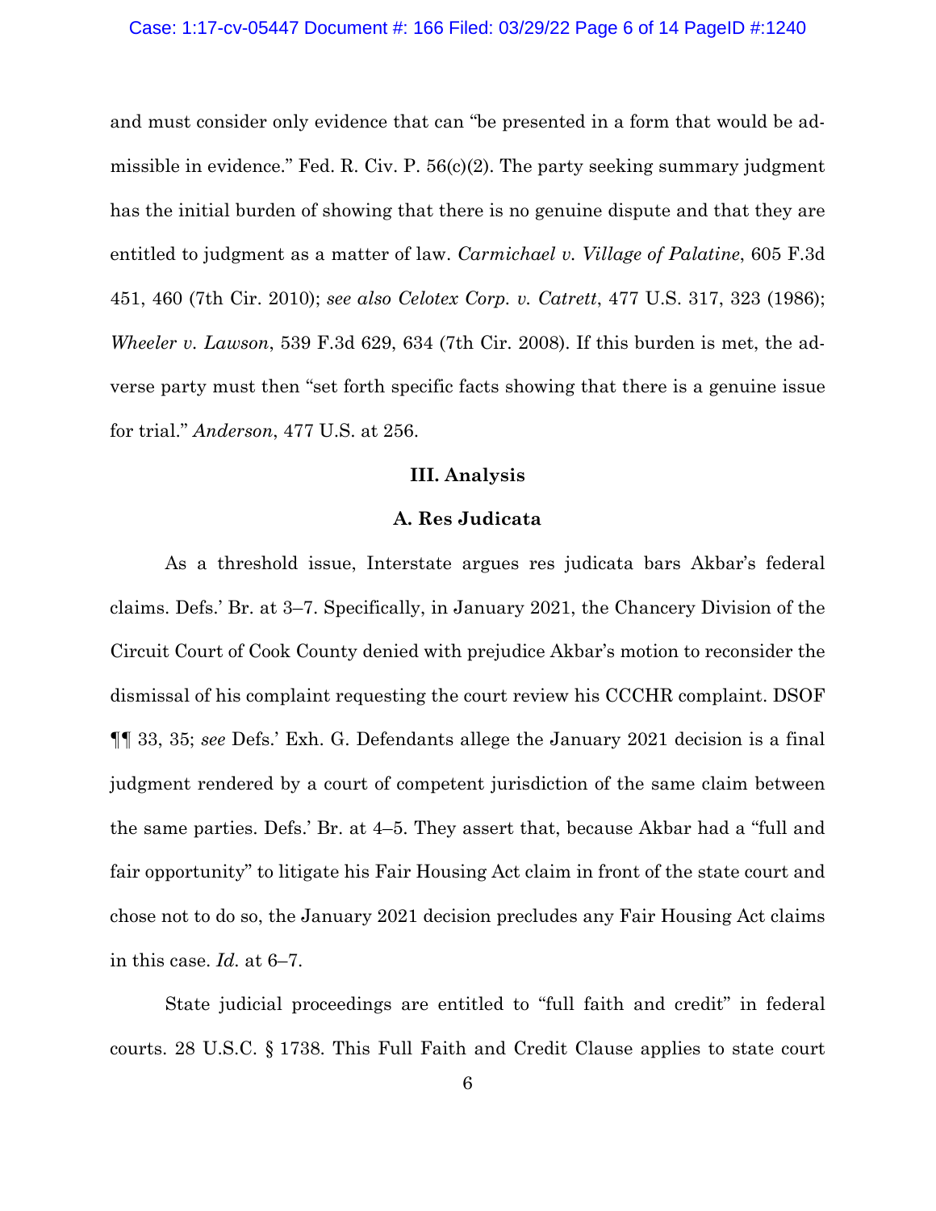and must consider only evidence that can "be presented in a form that would be admissible in evidence." Fed. R. Civ. P. 56(c)(2). The party seeking summary judgment has the initial burden of showing that there is no genuine dispute and that they are entitled to judgment as a matter of law. *Carmichael v. Village of Palatine*, 605 F.3d 451, 460 (7th Cir. 2010); *see also Celotex Corp. v. Catrett*, 477 U.S. 317, 323 (1986); *Wheeler v. Lawson*, 539 F.3d 629, 634 (7th Cir. 2008). If this burden is met, the adverse party must then "set forth specific facts showing that there is a genuine issue for trial." *Anderson*, 477 U.S. at 256.

## III. Analysis

### A. Res Judicata

As a threshold issue, Interstate argues res judicata bars Akbar's federal claims. Defs.' Br. at 3–7. Specifically, in January 2021, the Chancery Division of the Circuit Court of Cook County denied with prejudice Akbar's motion to reconsider the dismissal of his complaint requesting the court review his CCCHR complaint. DSOF ¶¶ 33, 35; *see* Defs.' Exh. G. Defendants allege the January 2021 decision is a final judgment rendered by a court of competent jurisdiction of the same claim between the same parties. Defs.' Br. at 4–5. They assert that, because Akbar had a "full and fair opportunity" to litigate his Fair Housing Act claim in front of the state court and chose not to do so, the January 2021 decision precludes any Fair Housing Act claims in this case. *Id.* at 6–7.

State judicial proceedings are entitled to "full faith and credit" in federal courts. 28 U.S.C. § 1738. This Full Faith and Credit Clause applies to state court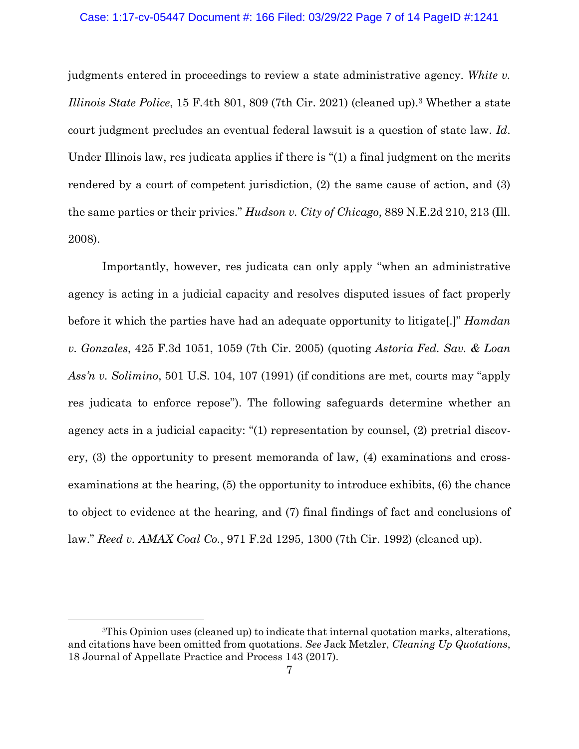judgments entered in proceedings to review a state administrative agency. *White v. Illinois State Police*, 15 F.4th 801, 809 (7th Cir. 2021) (cleaned up).[3] Whether a state court judgment precludes an eventual federal lawsuit is a question of state law. *Id*. Under Illinois law, res judicata applies if there is "(1) a final judgment on the merits rendered by a court of competent jurisdiction, (2) the same cause of action, and (3) the same parties or their privies." *Hudson v. City of Chicago*, 889 N.E.2d 210, 213 (Ill. 2008).

Importantly, however, res judicata can only apply "when an administrative agency is acting in a judicial capacity and resolves disputed issues of fact properly before it which the parties have had an adequate opportunity to litigate[.]" *Hamdan v. Gonzales*, 425 F.3d 1051, 1059 (7th Cir. 2005) (quoting *Astoria Fed. Sav. & Loan Ass'n v. Solimino*, 501 U.S. 104, 107 (1991) (if conditions are met, courts may "apply res judicata to enforce repose"). The following safeguards determine whether an agency acts in a judicial capacity: "(1) representation by counsel, (2) pretrial discovery, (3) the opportunity to present memoranda of law, (4) examinations and cross-examinations at the hearing, (5) the opportunity to introduce exhibits, (6) the chance to object to evidence at the hearing, and (7) final findings of fact and conclusions of law." *Reed v. AMAX Coal Co.*, 971 F.2d 1295, 1300 (7th Cir. 1992) (cleaned up).

---

[3]This Opinion uses (cleaned up) to indicate that internal quotation marks, alterations, and citations have been omitted from quotations. *See* Jack Metzler, *Cleaning Up Quotations*, 18 Journal of Appellate Practice and Process 143 (2017).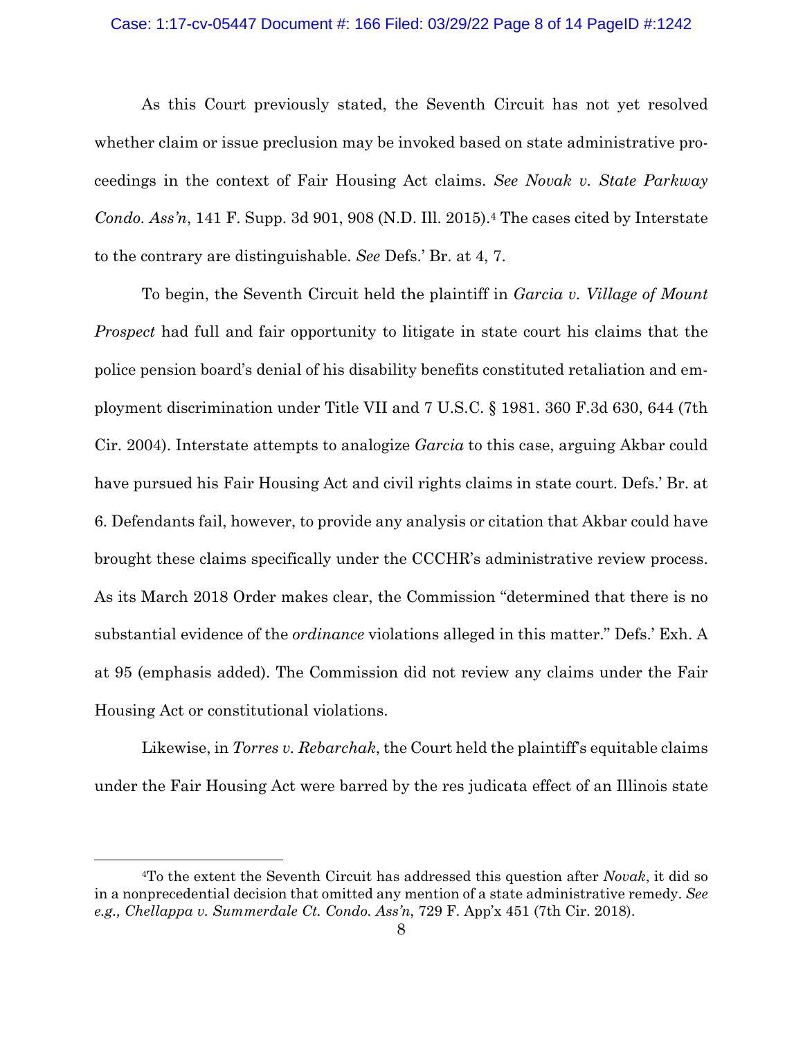As this Court previously stated, the Seventh Circuit has not yet resolved whether claim or issue preclusion may be invoked based on state administrative proceedings in the context of Fair Housing Act claims. *See Novak v. State Parkway Condo. Ass'n*, 141 F. Supp. 3d 901, 908 (N.D. Ill. 2015).[4] The cases cited by Interstate to the contrary are distinguishable. *See* Defs.' Br. at 4, 7.

To begin, the Seventh Circuit held the plaintiff in *Garcia v. Village of Mount Prospect* had full and fair opportunity to litigate in state court his claims that the police pension board's denial of his disability benefits constituted retaliation and employment discrimination under Title VII and 7 U.S.C. § 1981. 360 F.3d 630, 644 (7th Cir. 2004). Interstate attempts to analogize *Garcia* to this case, arguing Akbar could have pursued his Fair Housing Act and civil rights claims in state court. Defs.' Br. at 6. Defendants fail, however, to provide any analysis or citation that Akbar could have brought these claims specifically under the CCCHR's administrative review process. As its March 2018 Order makes clear, the Commission "determined that there is no substantial evidence of the *ordinance* violations alleged in this matter." Defs.' Exh. A at 95 (emphasis added). The Commission did not review any claims under the Fair Housing Act or constitutional violations.

Likewise, in *Torres v. Rebarchak*, the Court held the plaintiff's equitable claims under the Fair Housing Act were barred by the res judicata effect of an Illinois state

---

[4]To the extent the Seventh Circuit has addressed this question after *Novak*, it did so in a nonprecedential decision that omitted any mention of a state administrative remedy. *See e.g., Chellappa v. Summerdale Ct. Condo. Ass'n*, 729 F. App'x 451 (7th Cir. 2018).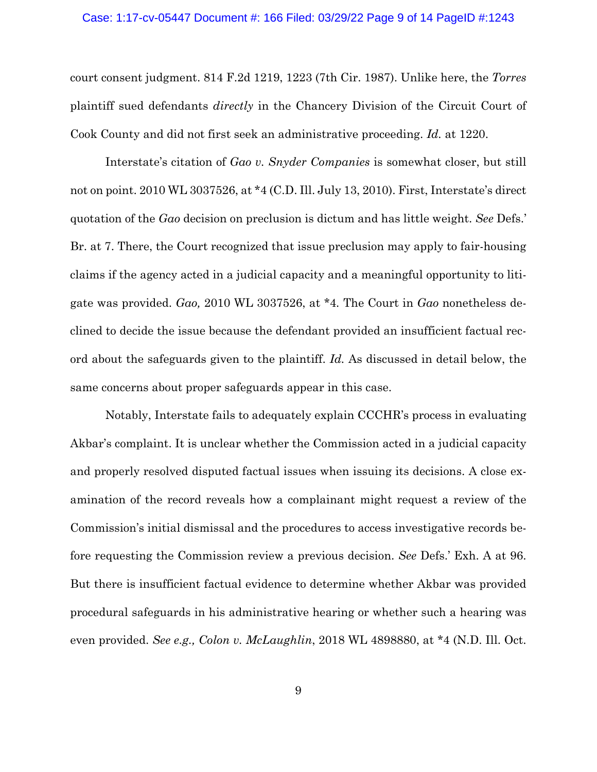court consent judgment. 814 F.2d 1219, 1223 (7th Cir. 1987). Unlike here, the *Torres* plaintiff sued defendants *directly* in the Chancery Division of the Circuit Court of Cook County and did not first seek an administrative proceeding. *Id.* at 1220.

Interstate's citation of *Gao v. Snyder Companies* is somewhat closer, but still not on point. 2010 WL 3037526, at *4 (C.D. Ill. July 13, 2010). First, Interstate's direct quotation of the *Gao* decision on preclusion is dictum and has little weight. *See* Defs.' Br. at 7. There, the Court recognized that issue preclusion may apply to fair-housing claims if the agency acted in a judicial capacity and a meaningful opportunity to litigate was provided. *Gao,* 2010 WL 3037526, at *4. The Court in *Gao* nonetheless declined to decide the issue because the defendant provided an insufficient factual record about the safeguards given to the plaintiff. *Id.* As discussed in detail below, the same concerns about proper safeguards appear in this case.

Notably, Interstate fails to adequately explain CCCHR's process in evaluating Akbar's complaint. It is unclear whether the Commission acted in a judicial capacity and properly resolved disputed factual issues when issuing its decisions. A close examination of the record reveals how a complainant might request a review of the Commission's initial dismissal and the procedures to access investigative records before requesting the Commission review a previous decision. *See* Defs.' Exh. A at 96. But there is insufficient factual evidence to determine whether Akbar was provided procedural safeguards in his administrative hearing or whether such a hearing was even provided. *See e.g., Colon v. McLaughlin*, 2018 WL 4898880, at *4 (N.D. Ill. Oct.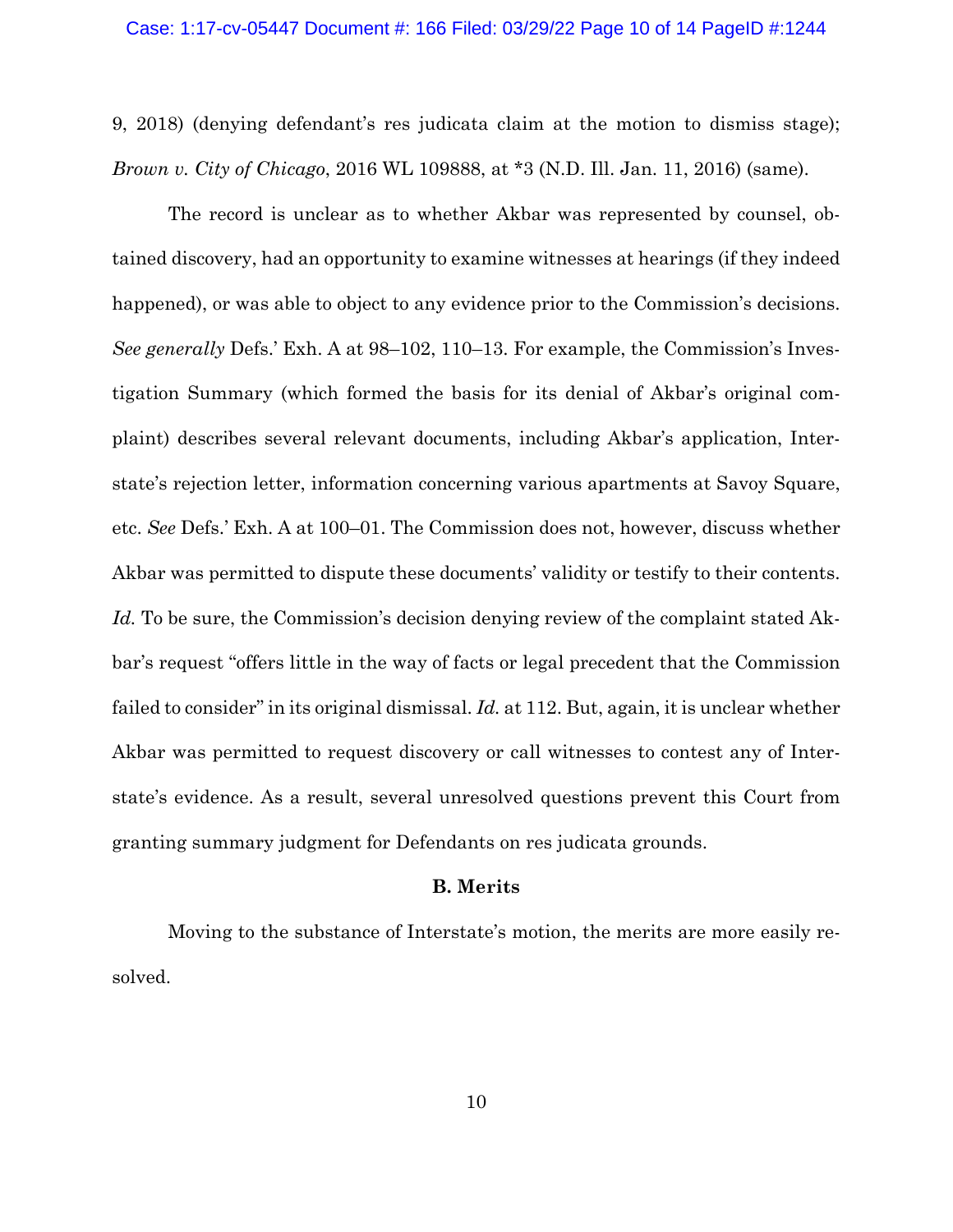9, 2018) (denying defendant's res judicata claim at the motion to dismiss stage); *Brown v. City of Chicago*, 2016 WL 109888, at *3 (N.D. Ill. Jan. 11, 2016) (same).

The record is unclear as to whether Akbar was represented by counsel, obtained discovery, had an opportunity to examine witnesses at hearings (if they indeed happened), or was able to object to any evidence prior to the Commission's decisions. *See generally* Defs.' Exh. A at 98–102, 110–13. For example, the Commission's Investigation Summary (which formed the basis for its denial of Akbar's original complaint) describes several relevant documents, including Akbar's application, Interstate's rejection letter, information concerning various apartments at Savoy Square, etc. *See* Defs.' Exh. A at 100–01. The Commission does not, however, discuss whether Akbar was permitted to dispute these documents' validity or testify to their contents. *Id.* To be sure, the Commission's decision denying review of the complaint stated Akbar's request "offers little in the way of facts or legal precedent that the Commission failed to consider" in its original dismissal. *Id.* at 112. But, again, it is unclear whether Akbar was permitted to request discovery or call witnesses to contest any of Interstate's evidence. As a result, several unresolved questions prevent this Court from granting summary judgment for Defendants on res judicata grounds.

**B. Merits**

Moving to the substance of Interstate's motion, the merits are more easily resolved.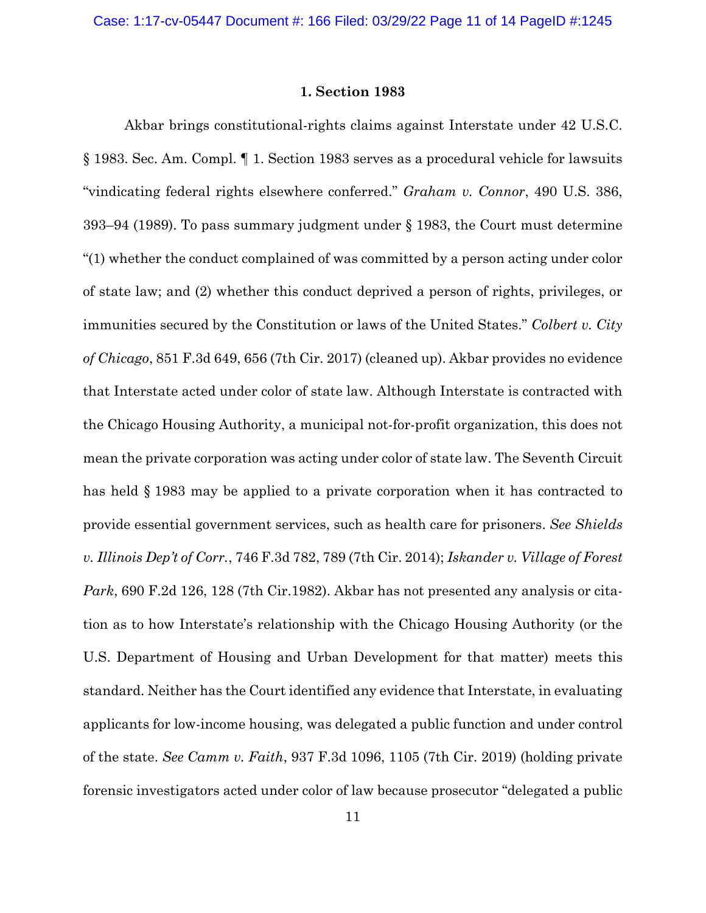**1. Section 1983**

Akbar brings constitutional-rights claims against Interstate under 42 U.S.C. § 1983. Sec. Am. Compl. ¶ 1. Section 1983 serves as a procedural vehicle for lawsuits "vindicating federal rights elsewhere conferred." *Graham v. Connor*, 490 U.S. 386, 393–94 (1989). To pass summary judgment under § 1983, the Court must determine "(1) whether the conduct complained of was committed by a person acting under color of state law; and (2) whether this conduct deprived a person of rights, privileges, or immunities secured by the Constitution or laws of the United States." *Colbert v. City of Chicago*, 851 F.3d 649, 656 (7th Cir. 2017) (cleaned up). Akbar provides no evidence that Interstate acted under color of state law. Although Interstate is contracted with the Chicago Housing Authority, a municipal not-for-profit organization, this does not mean the private corporation was acting under color of state law. The Seventh Circuit has held § 1983 may be applied to a private corporation when it has contracted to provide essential government services, such as health care for prisoners. *See Shields v. Illinois Dep't of Corr.*, 746 F.3d 782, 789 (7th Cir. 2014); *Iskander v. Village of Forest Park*, 690 F.2d 126, 128 (7th Cir.1982). Akbar has not presented any analysis or citation as to how Interstate's relationship with the Chicago Housing Authority (or the U.S. Department of Housing and Urban Development for that matter) meets this standard. Neither has the Court identified any evidence that Interstate, in evaluating applicants for low-income housing, was delegated a public function and under control of the state. *See Camm v. Faith*, 937 F.3d 1096, 1105 (7th Cir. 2019) (holding private forensic investigators acted under color of law because prosecutor "delegated a public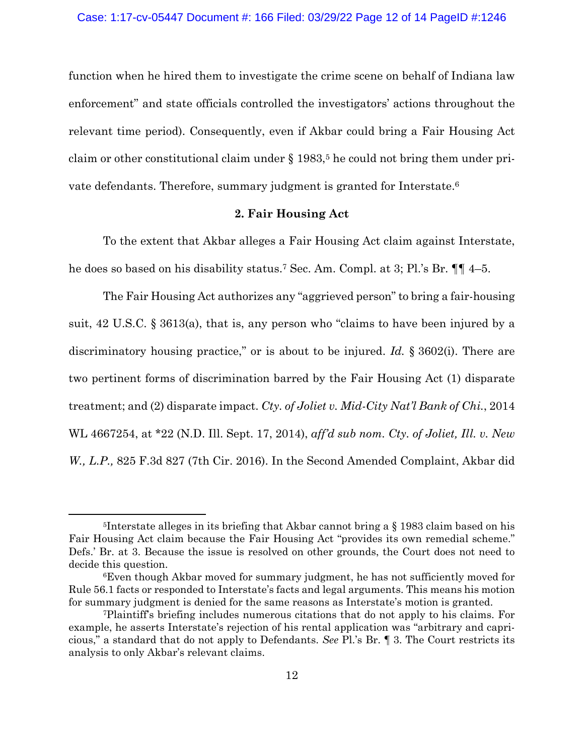function when he hired them to investigate the crime scene on behalf of Indiana law enforcement" and state officials controlled the investigators' actions throughout the relevant time period). Consequently, even if Akbar could bring a Fair Housing Act claim or other constitutional claim under § 1983,[5] he could not bring them under private defendants. Therefore, summary judgment is granted for Interstate.[6]

**2. Fair Housing Act**

To the extent that Akbar alleges a Fair Housing Act claim against Interstate, he does so based on his disability status.[7] Sec. Am. Compl. at 3; Pl.'s Br. ¶¶ 4–5.

The Fair Housing Act authorizes any "aggrieved person" to bring a fair-housing suit, 42 U.S.C. § 3613(a), that is, any person who "claims to have been injured by a discriminatory housing practice," or is about to be injured. *Id.* § 3602(i). There are two pertinent forms of discrimination barred by the Fair Housing Act (1) disparate treatment; and (2) disparate impact. *Cty. of Joliet v. Mid-City Nat'l Bank of Chi.*, 2014 WL 4667254, at *22 (N.D. Ill. Sept. 17, 2014), *aff'd sub nom. Cty. of Joliet, Ill. v. New W., L.P.,* 825 F.3d 827 (7th Cir. 2016). In the Second Amended Complaint, Akbar did

---

[5] Interstate alleges in its briefing that Akbar cannot bring a § 1983 claim based on his Fair Housing Act claim because the Fair Housing Act "provides its own remedial scheme." Defs.' Br. at 3. Because the issue is resolved on other grounds, the Court does not need to decide this question.

[6] Even though Akbar moved for summary judgment, he has not sufficiently moved for Rule 56.1 facts or responded to Interstate's facts and legal arguments. This means his motion for summary judgment is denied for the same reasons as Interstate's motion is granted.

[7] Plaintiff's briefing includes numerous citations that do not apply to his claims. For example, he asserts Interstate's rejection of his rental application was "arbitrary and capricious," a standard that do not apply to Defendants. *See* Pl.'s Br. ¶ 3. The Court restricts its analysis to only Akbar's relevant claims.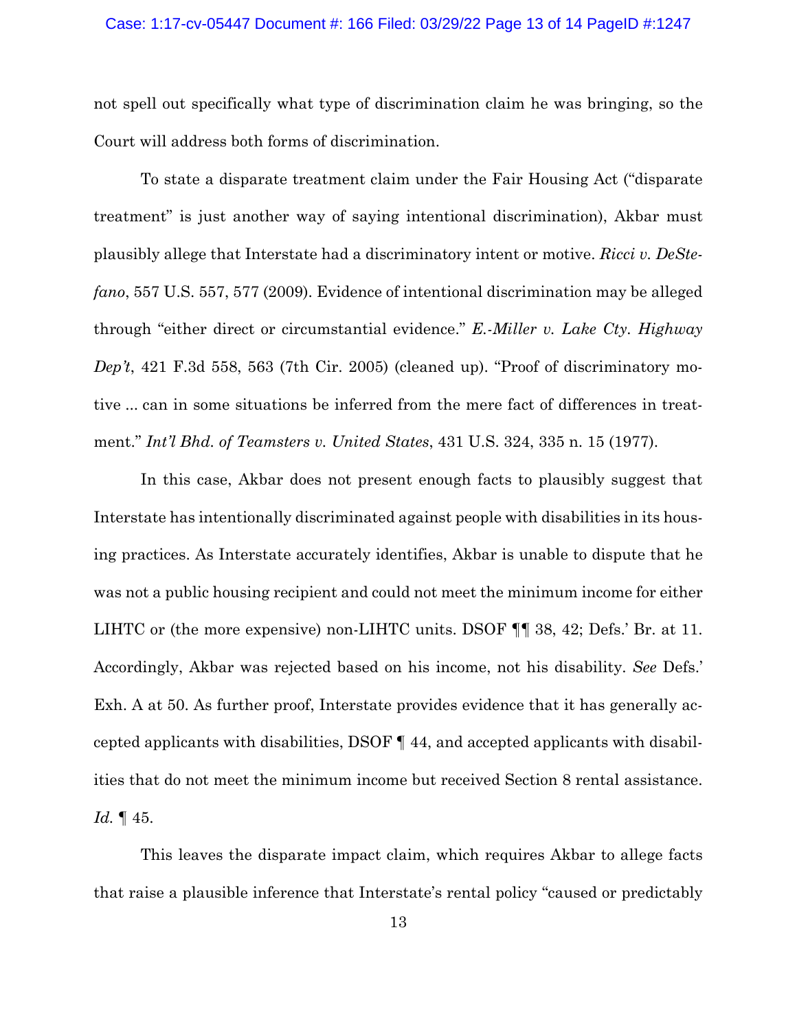not spell out specifically what type of discrimination claim he was bringing, so the Court will address both forms of discrimination.

To state a disparate treatment claim under the Fair Housing Act ("disparate treatment" is just another way of saying intentional discrimination), Akbar must plausibly allege that Interstate had a discriminatory intent or motive. *Ricci v. DeStefano*, 557 U.S. 557, 577 (2009). Evidence of intentional discrimination may be alleged through "either direct or circumstantial evidence." *E.-Miller v. Lake Cty. Highway Dep't*, 421 F.3d 558, 563 (7th Cir. 2005) (cleaned up). "Proof of discriminatory motive ... can in some situations be inferred from the mere fact of differences in treatment." *Int'l Bhd. of Teamsters v. United States*, 431 U.S. 324, 335 n. 15 (1977).

In this case, Akbar does not present enough facts to plausibly suggest that Interstate has intentionally discriminated against people with disabilities in its housing practices. As Interstate accurately identifies, Akbar is unable to dispute that he was not a public housing recipient and could not meet the minimum income for either LIHTC or (the more expensive) non-LIHTC units. DSOF ¶¶ 38, 42; Defs.' Br. at 11. Accordingly, Akbar was rejected based on his income, not his disability. *See* Defs.' Exh. A at 50. As further proof, Interstate provides evidence that it has generally accepted applicants with disabilities, DSOF ¶ 44, and accepted applicants with disabilities that do not meet the minimum income but received Section 8 rental assistance. *Id.* ¶ 45.

This leaves the disparate impact claim, which requires Akbar to allege facts that raise a plausible inference that Interstate's rental policy "caused or predictably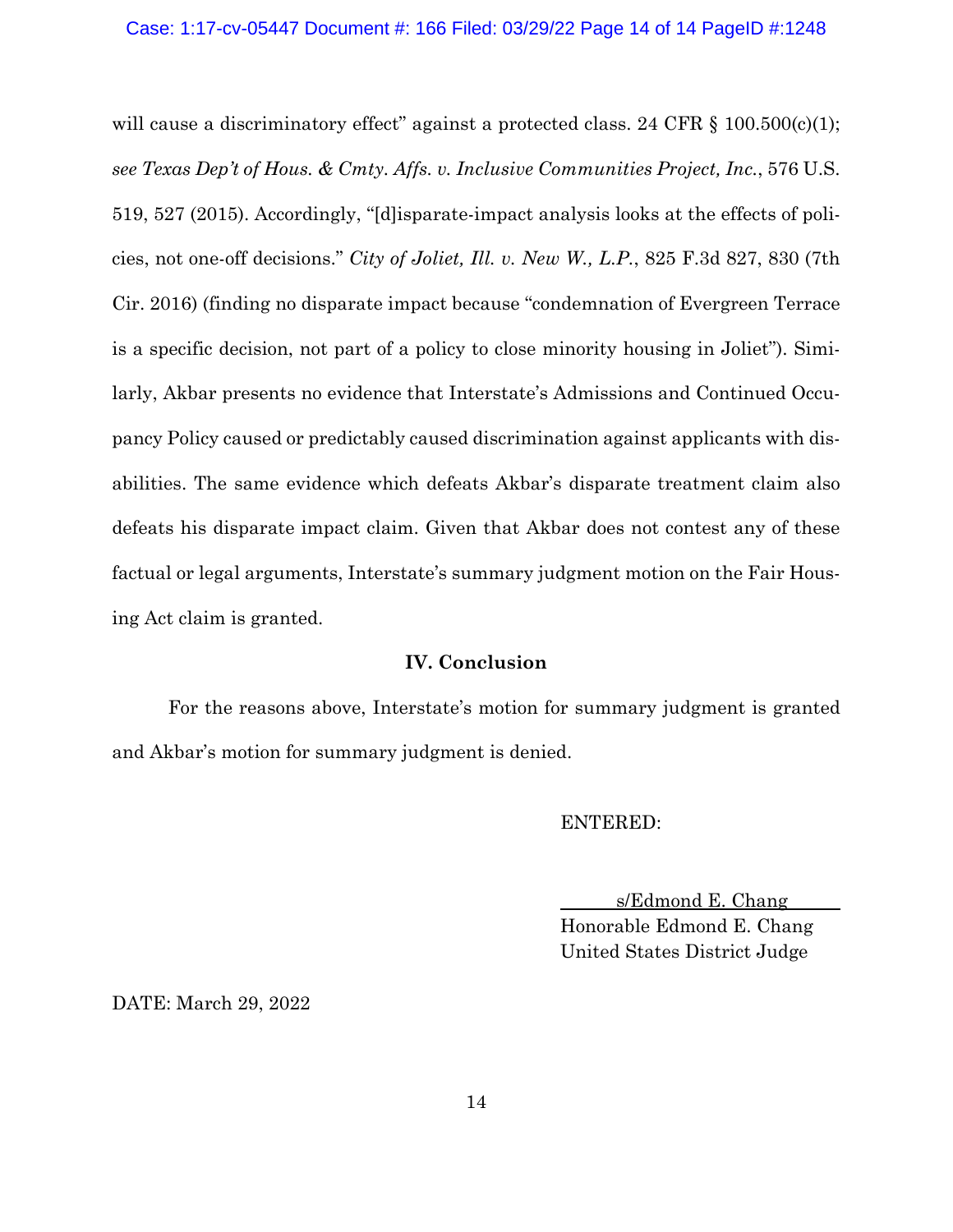will cause a discriminatory effect" against a protected class. 24 CFR § 100.500(c)(1); *see Texas Dep't of Hous. & Cmty. Affs. v. Inclusive Communities Project, Inc.*, 576 U.S. 519, 527 (2015). Accordingly, "[d]isparate-impact analysis looks at the effects of policies, not one-off decisions." *City of Joliet, Ill. v. New W., L.P.*, 825 F.3d 827, 830 (7th Cir. 2016) (finding no disparate impact because "condemnation of Evergreen Terrace is a specific decision, not part of a policy to close minority housing in Joliet"). Similarly, Akbar presents no evidence that Interstate's Admissions and Continued Occupancy Policy caused or predictably caused discrimination against applicants with disabilities. The same evidence which defeats Akbar's disparate treatment claim also defeats his disparate impact claim. Given that Akbar does not contest any of these factual or legal arguments, Interstate's summary judgment motion on the Fair Housing Act claim is granted.

## IV. Conclusion

For the reasons above, Interstate's motion for summary judgment is granted and Akbar's motion for summary judgment is denied.

ENTERED:

s/Edmond E. Chang
Honorable Edmond E. Chang
United States District Judge

DATE: March 29, 2022